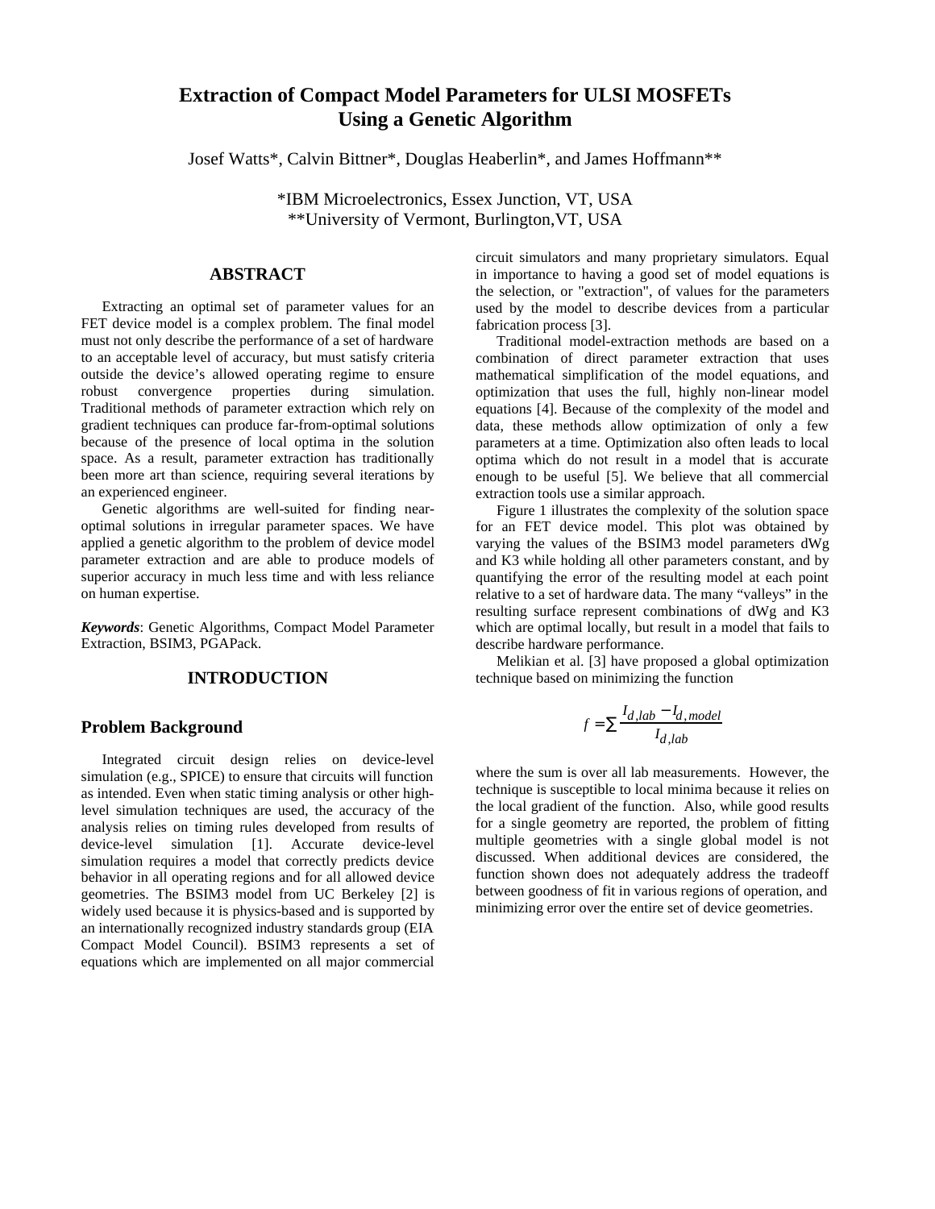# Extraction of Compact Model Parameters for ULSI MOSFETs Using a Genetic Algorithm

Josef Watts*, Calvin Bittner*, Douglas Heaberlin*, and James Hoffmann**

*IBM Microelectronics, Essex Junction, VT, USA
**University of Vermont, Burlington,VT, USA

## ABSTRACT

Extracting an optimal set of parameter values for an FET device model is a complex problem. The final model must not only describe the performance of a set of hardware to an acceptable level of accuracy, but must satisfy criteria outside the device's allowed operating regime to ensure robust convergence properties during simulation. Traditional methods of parameter extraction which rely on gradient techniques can produce far-from-optimal solutions because of the presence of local optima in the solution space. As a result, parameter extraction has traditionally been more art than science, requiring several iterations by an experienced engineer.

Genetic algorithms are well-suited for finding near-optimal solutions in irregular parameter spaces. We have applied a genetic algorithm to the problem of device model parameter extraction and are able to produce models of superior accuracy in much less time and with less reliance on human expertise.

***Keywords***: Genetic Algorithms, Compact Model Parameter Extraction, BSIM3, PGAPack.

## INTRODUCTION

### Problem Background

Integrated circuit design relies on device-level simulation (e.g., SPICE) to ensure that circuits will function as intended. Even when static timing analysis or other high-level simulation techniques are used, the accuracy of the analysis relies on timing rules developed from results of device-level simulation [1]. Accurate device-level simulation requires a model that correctly predicts device behavior in all operating regions and for all allowed device geometries. The BSIM3 model from UC Berkeley [2] is widely used because it is physics-based and is supported by an internationally recognized industry standards group (EIA Compact Model Council). BSIM3 represents a set of equations which are implemented on all major commercial circuit simulators and many proprietary simulators. Equal in importance to having a good set of model equations is the selection, or "extraction", of values for the parameters used by the model to describe devices from a particular fabrication process [3].

Traditional model-extraction methods are based on a combination of direct parameter extraction that uses mathematical simplification of the model equations, and optimization that uses the full, highly non-linear model equations [4]. Because of the complexity of the model and data, these methods allow optimization of only a few parameters at a time. Optimization also often leads to local optima which do not result in a model that is accurate enough to be useful [5]. We believe that all commercial extraction tools use a similar approach.

Figure 1 illustrates the complexity of the solution space for an FET device model. This plot was obtained by varying the values of the BSIM3 model parameters dWg and K3 while holding all other parameters constant, and by quantifying the error of the resulting model at each point relative to a set of hardware data. The many "valleys" in the resulting surface represent combinations of dWg and K3 which are optimal locally, but result in a model that fails to describe hardware performance.

Melikian et al. [3] have proposed a global optimization technique based on minimizing the function

$$f = \sum \frac{I_{d,lab} - I_{d,model}}{I_{d,lab}}$$

where the sum is over all lab measurements. However, the technique is susceptible to local minima because it relies on the local gradient of the function. Also, while good results for a single geometry are reported, the problem of fitting multiple geometries with a single global model is not discussed. When additional devices are considered, the function shown does not adequately address the tradeoff between goodness of fit in various regions of operation, and minimizing error over the entire set of device geometries.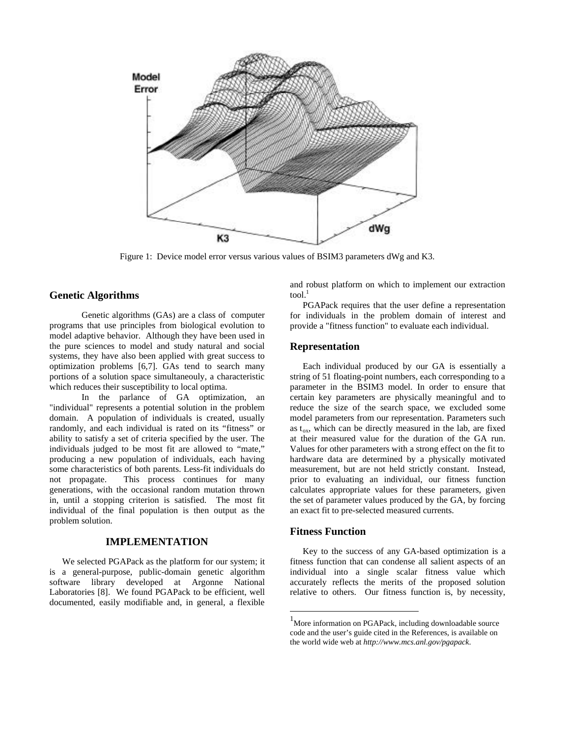Figure 1: Device model error versus various values of BSIM3 parameters dWg and K3.

## Genetic Algorithms

Genetic algorithms (GAs) are a class of computer programs that use principles from biological evolution to model adaptive behavior. Although they have been used in the pure sciences to model and study natural and social systems, they have also been applied with great success to optimization problems [6,7]. GAs tend to search many portions of a solution space simultaneouly, a characteristic which reduces their susceptibility to local optima.

In the parlance of GA optimization, an "individual" represents a potential solution in the problem domain. A population of individuals is created, usually randomly, and each individual is rated on its "fitness" or ability to satisfy a set of criteria specified by the user. The individuals judged to be most fit are allowed to "mate," producing a new population of individuals, each having some characteristics of both parents. Less-fit individuals do not propagate. This process continues for many generations, with the occasional random mutation thrown in, until a stopping criterion is satisfied. The most fit individual of the final population is then output as the problem solution.

# IMPLEMENTATION

We selected PGAPack as the platform for our system; it is a general-purpose, public-domain genetic algorithm software library developed at Argonne National Laboratories [8]. We found PGAPack to be efficient, well documented, easily modifiable and, in general, a flexible and robust platform on which to implement our extraction tool.[1]

PGAPack requires that the user define a representation for individuals in the problem domain of interest and provide a "fitness function" to evaluate each individual.

## Representation

Each individual produced by our GA is essentially a string of 51 floating-point numbers, each corresponding to a parameter in the BSIM3 model. In order to ensure that certain key parameters are physically meaningful and to reduce the size of the search space, we excluded some model parameters from our representation. Parameters such as $t_{ox}$, which can be directly measured in the lab, are fixed at their measured value for the duration of the GA run. Values for other parameters with a strong effect on the fit to hardware data are determined by a physically motivated measurement, but are not held strictly constant. Instead, prior to evaluating an individual, our fitness function calculates appropriate values for these parameters, given the set of parameter values produced by the GA, by forcing an exact fit to pre-selected measured currents.

## Fitness Function

Key to the success of any GA-based optimization is a fitness function that can condense all salient aspects of an individual into a single scalar fitness value which accurately reflects the merits of the proposed solution relative to others. Our fitness function is, by necessity,

[1] More information on PGAPack, including downloadable source code and the user's guide cited in the References, is available on the world wide web at *http://www.mcs.anl.gov/pgapack*.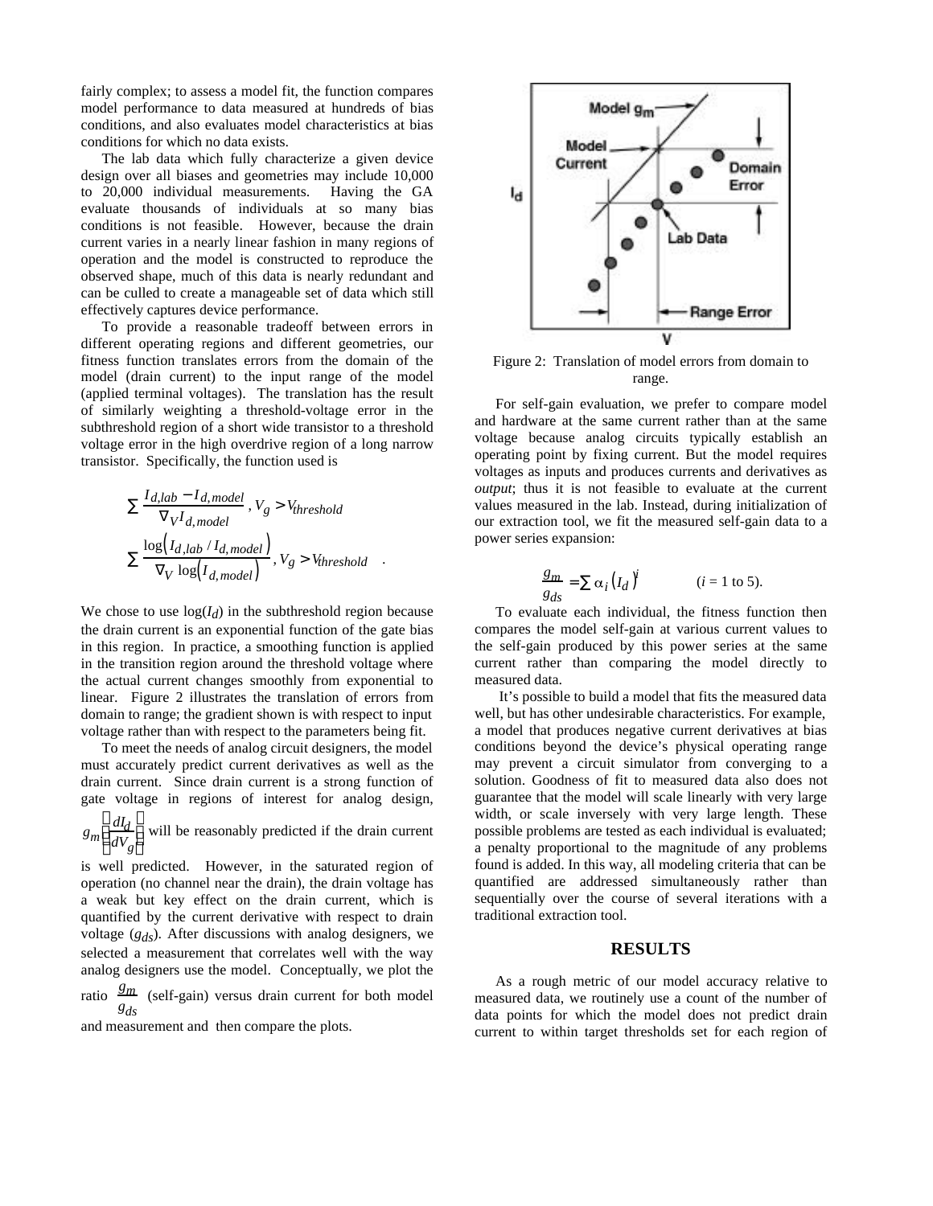fairly complex; to assess a model fit, the function compares model performance to data measured at hundreds of bias conditions, and also evaluates model characteristics at bias conditions for which no data exists.

The lab data which fully characterize a given device design over all biases and geometries may include 10,000 to 20,000 individual measurements. Having the GA evaluate thousands of individuals at so many bias conditions is not feasible. However, because the drain current varies in a nearly linear fashion in many regions of operation and the model is constructed to reproduce the observed shape, much of this data is nearly redundant and can be culled to create a manageable set of data which still effectively captures device performance.

To provide a reasonable tradeoff between errors in different operating regions and different geometries, our fitness function translates errors from the domain of the model (drain current) to the input range of the model (applied terminal voltages). The translation has the result of similarly weighting a threshold-voltage error in the subthreshold region of a short wide transistor to a threshold voltage error in the high overdrive region of a long narrow transistor. Specifically, the function used is

$$\sum \frac{I_{d,lab} - I_{d,model}}{\nabla_V I_{d,model}}, V_g > V_{threshold}$$

$$\sum \frac{\log\left(I_{d,lab} / I_{d,model}\right)}{\nabla_V \log\left(I_{d,model}\right)}, V_g > V_{threshold} \quad .$$

We chose to use $\log(I_d)$ in the subthreshold region because the drain current is an exponential function of the gate bias in this region. In practice, a smoothing function is applied in the transition region around the threshold voltage where the actual current changes smoothly from exponential to linear. Figure 2 illustrates the translation of errors from domain to range; the gradient shown is with respect to input voltage rather than with respect to the parameters being fit.

To meet the needs of analog circuit designers, the model must accurately predict current derivatives as well as the drain current. Since drain current is a strong function of gate voltage in regions of interest for analog design, $g_m\left(\frac{dI_d}{dV_g}\right)$ will be reasonably predicted if the drain current is well predicted. However, in the saturated region of operation (no channel near the drain), the drain voltage has a weak but key effect on the drain current, which is quantified by the current derivative with respect to drain voltage ($g_{ds}$). After discussions with analog designers, we selected a measurement that correlates well with the way analog designers use the model. Conceptually, we plot the ratio $\frac{g_m}{g_{ds}}$ (self-gain) versus drain current for both model and measurement and then compare the plots.

Figure 2: Translation of model errors from domain to range.

For self-gain evaluation, we prefer to compare model and hardware at the same current rather than at the same voltage because analog circuits typically establish an operating point by fixing current. But the model requires voltages as inputs and produces currents and derivatives as *output*; thus it is not feasible to evaluate at the current values measured in the lab. Instead, during initialization of our extraction tool, we fit the measured self-gain data to a power series expansion:

$$\frac{g_m}{g_{ds}} = \sum \alpha_i \left(I_d\right)^i \qquad (i = 1 \text{ to } 5).$$

To evaluate each individual, the fitness function then compares the model self-gain at various current values to the self-gain produced by this power series at the same current rather than comparing the model directly to measured data.

It's possible to build a model that fits the measured data well, but has other undesirable characteristics. For example, a model that produces negative current derivatives at bias conditions beyond the device's physical operating range may prevent a circuit simulator from converging to a solution. Goodness of fit to measured data also does not guarantee that the model will scale linearly with very large width, or scale inversely with very large length. These possible problems are tested as each individual is evaluated; a penalty proportional to the magnitude of any problems found is added. In this way, all modeling criteria that can be quantified are addressed simultaneously rather than sequentially over the course of several iterations with a traditional extraction tool.

## RESULTS

As a rough metric of our model accuracy relative to measured data, we routinely use a count of the number of data points for which the model does not predict drain current to within target thresholds set for each region of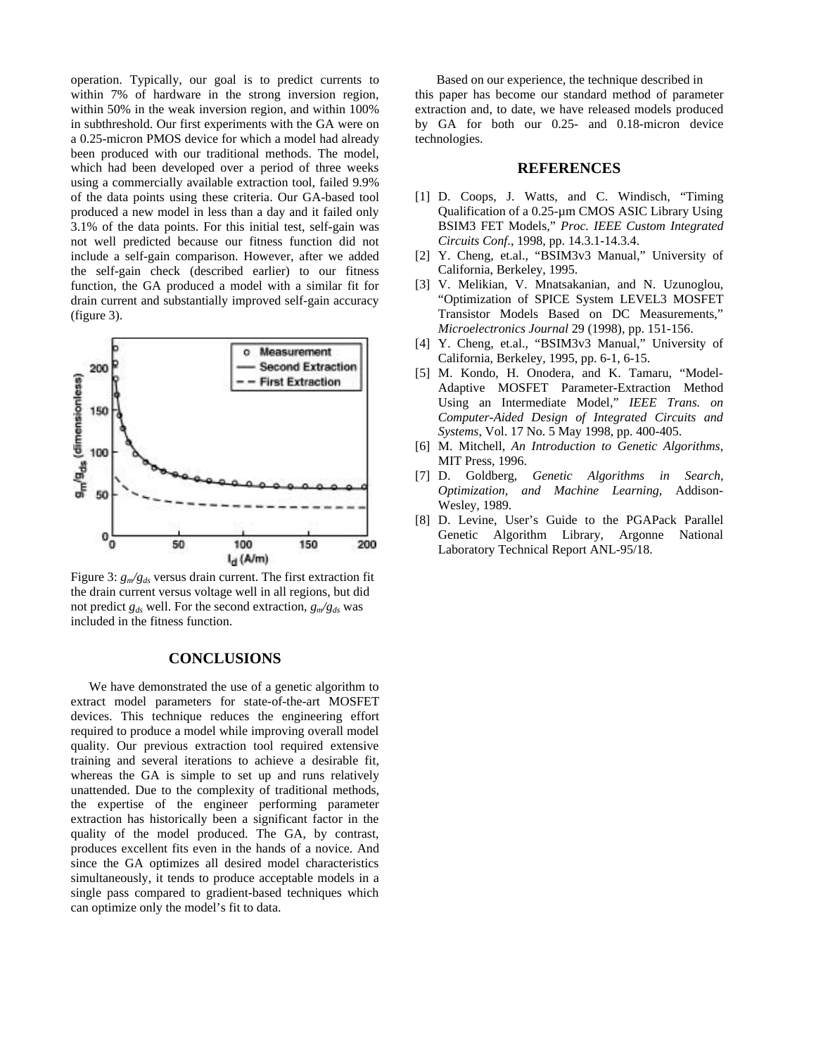operation. Typically, our goal is to predict currents to within 7% of hardware in the strong inversion region, within 50% in the weak inversion region, and within 100% in subthreshold. Our first experiments with the GA were on a 0.25-micron PMOS device for which a model had already been produced with our traditional methods. The model, which had been developed over a period of three weeks using a commercially available extraction tool, failed 9.9% of the data points using these criteria. Our GA-based tool produced a new model in less than a day and it failed only 3.1% of the data points. For this initial test, self-gain was not well predicted because our fitness function did not include a self-gain comparison. However, after we added the self-gain check (described earlier) to our fitness function, the GA produced a model with a similar fit for drain current and substantially improved self-gain accuracy (figure 3).

Measurement
Second Extraction
First Extraction
$g_m/g_{ds}$ (dimensionless)
0
50
100
150
200
0
50
100
150
200
$I_d$ (A/m)

Figure 3: $g_m/g_{ds}$ versus drain current. The first extraction fit the drain current versus voltage well in all regions, but did not predict $g_{ds}$ well. For the second extraction, $g_m/g_{ds}$ was included in the fitness function.

## CONCLUSIONS

We have demonstrated the use of a genetic algorithm to extract model parameters for state-of-the-art MOSFET devices. This technique reduces the engineering effort required to produce a model while improving overall model quality. Our previous extraction tool required extensive training and several iterations to achieve a desirable fit, whereas the GA is simple to set up and runs relatively unattended. Due to the complexity of traditional methods, the expertise of the engineer performing parameter extraction has historically been a significant factor in the quality of the model produced. The GA, by contrast, produces excellent fits even in the hands of a novice. And since the GA optimizes all desired model characteristics simultaneously, it tends to produce acceptable models in a single pass compared to gradient-based techniques which can optimize only the model's fit to data.

Based on our experience, the technique described in this paper has become our standard method of parameter extraction and, to date, we have released models produced by GA for both our 0.25- and 0.18-micron device technologies.

## REFERENCES

[1] D. Coops, J. Watts, and C. Windisch, "Timing Qualification of a 0.25-μm CMOS ASIC Library Using BSIM3 FET Models," *Proc. IEEE Custom Integrated Circuits Conf.*, 1998, pp. 14.3.1-14.3.4.

[2] Y. Cheng, et.al., "BSIM3v3 Manual," University of California, Berkeley, 1995.

[3] V. Melikian, V. Mnatsakanian, and N. Uzunoglou, "Optimization of SPICE System LEVEL3 MOSFET Transistor Models Based on DC Measurements," *Microelectronics Journal* 29 (1998), pp. 151-156.

[4] Y. Cheng, et.al., "BSIM3v3 Manual," University of California, Berkeley, 1995, pp. 6-1, 6-15.

[5] M. Kondo, H. Onodera, and K. Tamaru, "Model-Adaptive MOSFET Parameter-Extraction Method Using an Intermediate Model," *IEEE Trans. on Computer-Aided Design of Integrated Circuits and Systems*, Vol. 17 No. 5 May 1998, pp. 400-405.

[6] M. Mitchell, *An Introduction to Genetic Algorithms*, MIT Press, 1996.

[7] D. Goldberg, *Genetic Algorithms in Search, Optimization, and Machine Learning*, Addison-Wesley, 1989.

[8] D. Levine, User's Guide to the PGAPack Parallel Genetic Algorithm Library, Argonne National Laboratory Technical Report ANL-95/18.